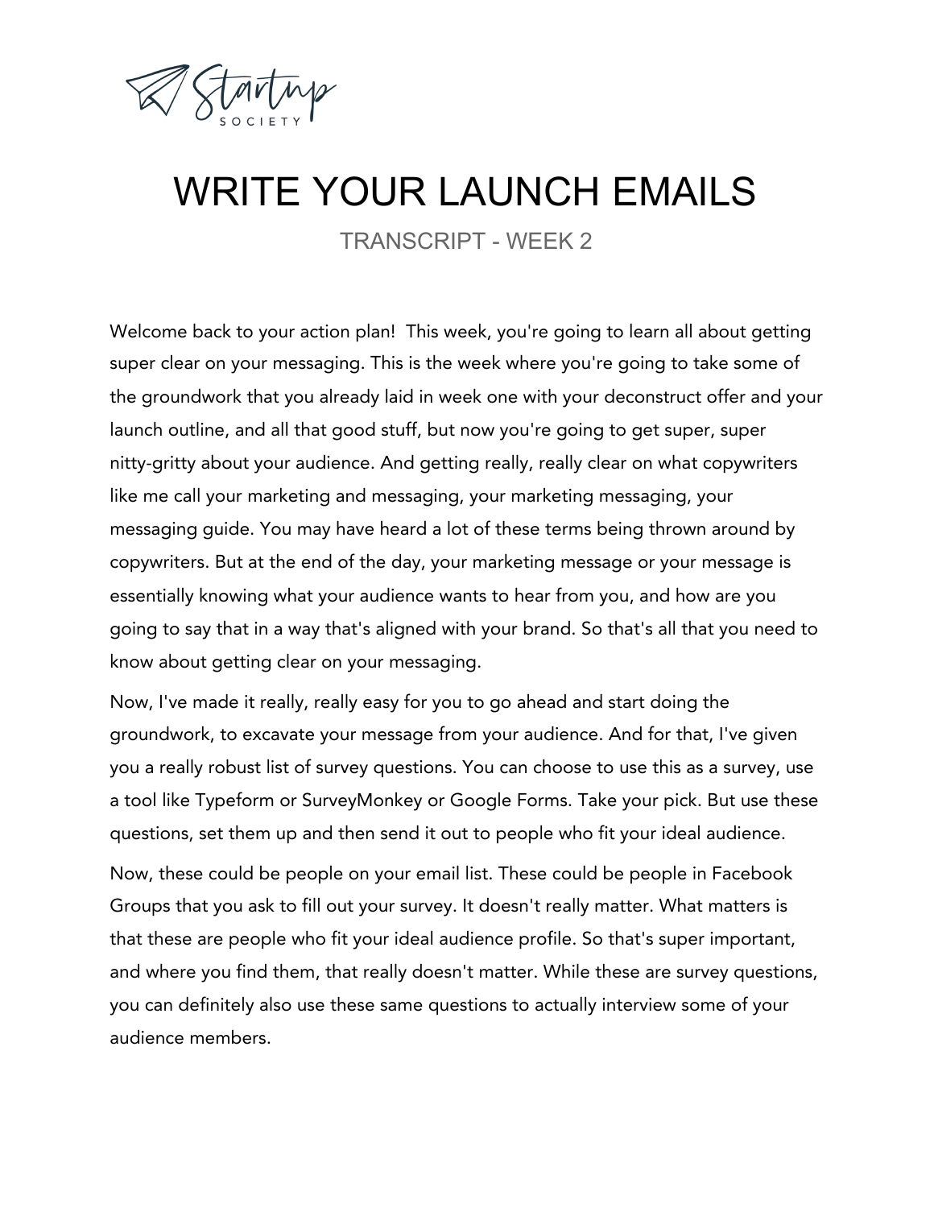# WRITE YOUR LAUNCH EMAILS

TRANSCRIPT - WEEK 2

Welcome back to your action plan! This week, you're going to learn all about getting super clear on your messaging. This is the week where you're going to take some of the groundwork that you already laid in week one with your deconstruct offer and your launch outline, and all that good stuff, but now you're going to get super, super nitty-gritty about your audience. And getting really, really clear on what copywriters like me call your marketing and messaging, your marketing messaging, your messaging guide. You may have heard a lot of these terms being thrown around by copywriters. But at the end of the day, your marketing message or your message is essentially knowing what your audience wants to hear from you, and how are you going to say that in a way that's aligned with your brand. So that's all that you need to know about getting clear on your messaging.

Now, I've made it really, really easy for you to go ahead and start doing the groundwork, to excavate your message from your audience. And for that, I've given you a really robust list of survey questions. You can choose to use this as a survey, use a tool like Typeform or SurveyMonkey or Google Forms. Take your pick. But use these questions, set them up and then send it out to people who fit your ideal audience.

Now, these could be people on your email list. These could be people in Facebook Groups that you ask to fill out your survey. It doesn't really matter. What matters is that these are people who fit your ideal audience profile. So that's super important, and where you find them, that really doesn't matter. While these are survey questions, you can definitely also use these same questions to actually interview some of your audience members.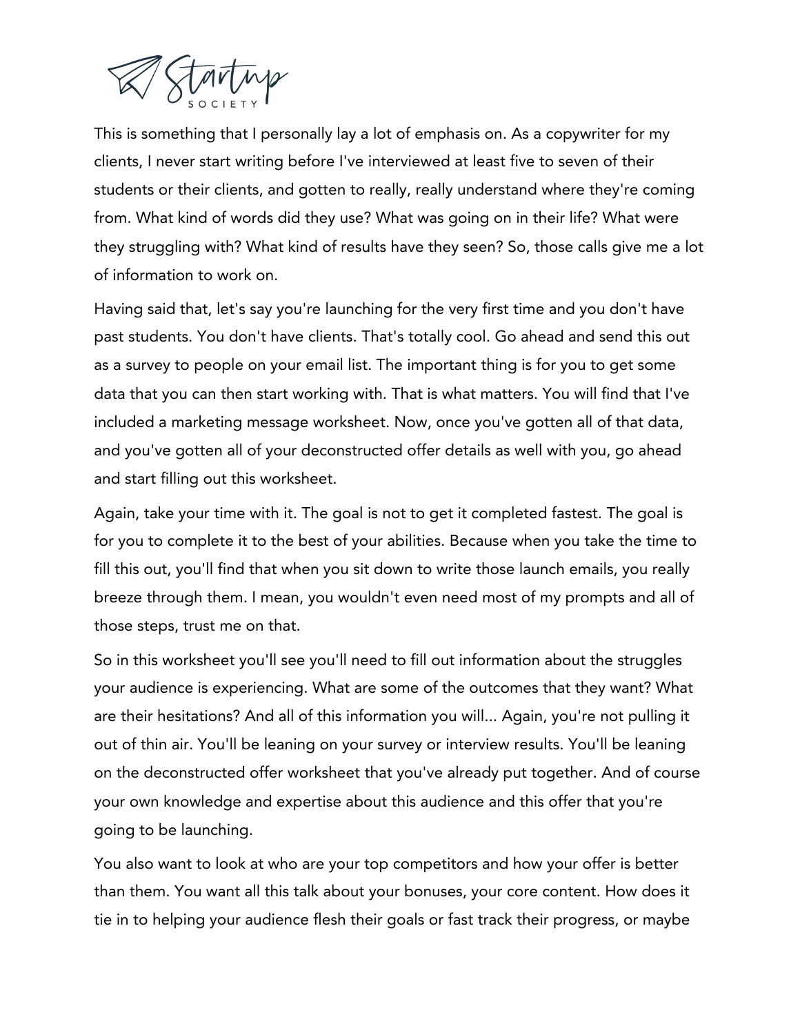This is something that I personally lay a lot of emphasis on. As a copywriter for my clients, I never start writing before I've interviewed at least five to seven of their students or their clients, and gotten to really, really understand where they're coming from. What kind of words did they use? What was going on in their life? What were they struggling with? What kind of results have they seen? So, those calls give me a lot of information to work on.

Having said that, let's say you're launching for the very first time and you don't have past students. You don't have clients. That's totally cool. Go ahead and send this out as a survey to people on your email list. The important thing is for you to get some data that you can then start working with. That is what matters. You will find that I've included a marketing message worksheet. Now, once you've gotten all of that data, and you've gotten all of your deconstructed offer details as well with you, go ahead and start filling out this worksheet.

Again, take your time with it. The goal is not to get it completed fastest. The goal is for you to complete it to the best of your abilities. Because when you take the time to fill this out, you'll find that when you sit down to write those launch emails, you really breeze through them. I mean, you wouldn't even need most of my prompts and all of those steps, trust me on that.

So in this worksheet you'll see you'll need to fill out information about the struggles your audience is experiencing. What are some of the outcomes that they want? What are their hesitations? And all of this information you will... Again, you're not pulling it out of thin air. You'll be leaning on your survey or interview results. You'll be leaning on the deconstructed offer worksheet that you've already put together. And of course your own knowledge and expertise about this audience and this offer that you're going to be launching.

You also want to look at who are your top competitors and how your offer is better than them. You want all this talk about your bonuses, your core content. How does it tie in to helping your audience flesh their goals or fast track their progress, or maybe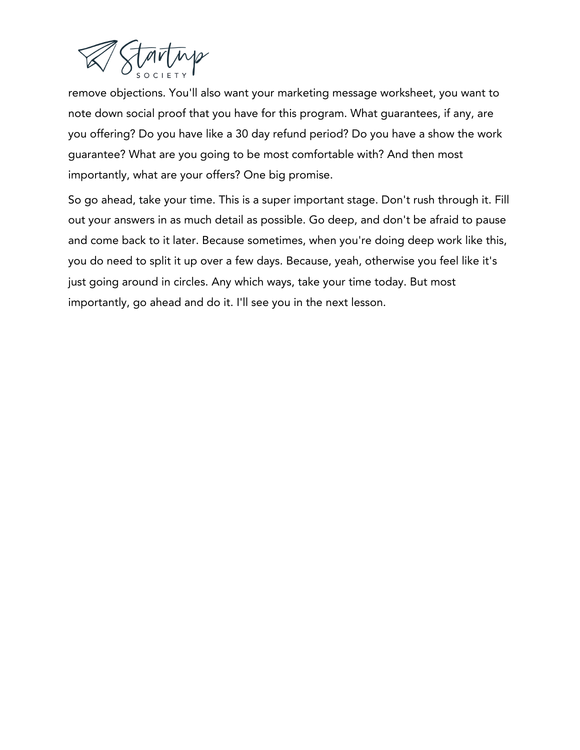remove objections. You'll also want your marketing message worksheet, you want to note down social proof that you have for this program. What guarantees, if any, are you offering? Do you have like a 30 day refund period? Do you have a show the work guarantee? What are you going to be most comfortable with? And then most importantly, what are your offers? One big promise.

So go ahead, take your time. This is a super important stage. Don't rush through it. Fill out your answers in as much detail as possible. Go deep, and don't be afraid to pause and come back to it later. Because sometimes, when you're doing deep work like this, you do need to split it up over a few days. Because, yeah, otherwise you feel like it's just going around in circles. Any which ways, take your time today. But most importantly, go ahead and do it. I'll see you in the next lesson.